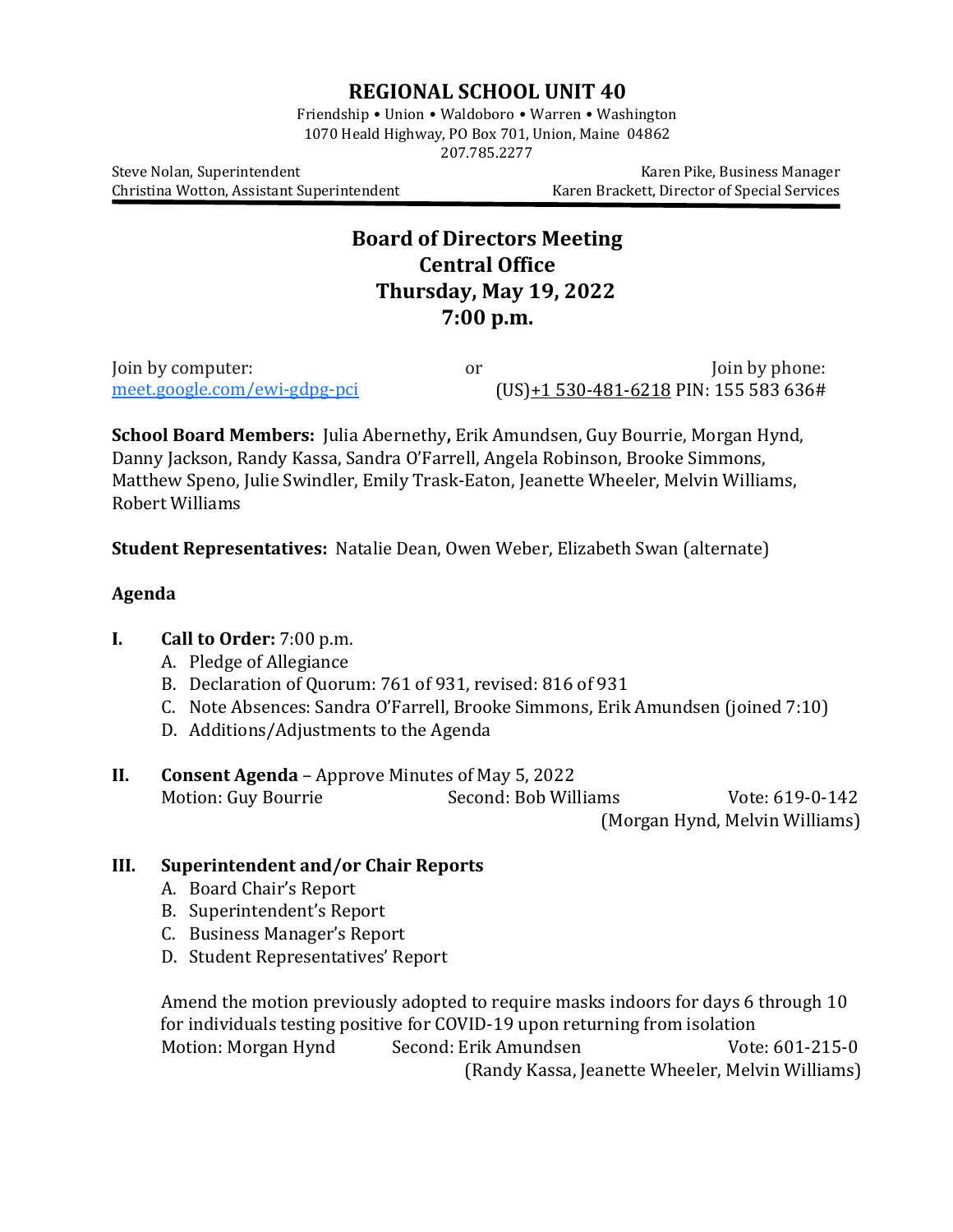# REGIONAL SCHOOL UNIT 40

Friendship • Union • Waldoboro • Warren • Washington
1070 Heald Highway, PO Box 701, Union, Maine 04862
207.785.2277

Steve Nolan, Superintendent
Christina Wotton, Assistant Superintendent

Karen Pike, Business Manager
Karen Brackett, Director of Special Services

## Board of Directors Meeting
## Central Office
## Thursday, May 19, 2022
## 7:00 p.m.

Join by computer: meet.google.com/ewi-gdpg-pci

or

Join by phone: (US)+1 530-481-6218 PIN: 155 583 636#

**School Board Members:** Julia Abernethy**,** Erik Amundsen, Guy Bourrie, Morgan Hynd, Danny Jackson, Randy Kassa, Sandra O'Farrell, Angela Robinson, Brooke Simmons, Matthew Speno, Julie Swindler, Emily Trask-Eaton, Jeanette Wheeler, Melvin Williams, Robert Williams

**Student Representatives:** Natalie Dean, Owen Weber, Elizabeth Swan (alternate)

**Agenda**

**I. Call to Order:** 7:00 p.m.

A. Pledge of Allegiance
B. Declaration of Quorum: 761 of 931, revised: 816 of 931
C. Note Absences: Sandra O'Farrell, Brooke Simmons, Erik Amundsen (joined 7:10)
D. Additions/Adjustments to the Agenda

**II. Consent Agenda** – Approve Minutes of May 5, 2022

Motion: Guy Bourrie Second: Bob Williams Vote: 619-0-142 (Morgan Hynd, Melvin Williams)

**III. Superintendent and/or Chair Reports**

A. Board Chair's Report
B. Superintendent's Report
C. Business Manager's Report
D. Student Representatives' Report

Amend the motion previously adopted to require masks indoors for days 6 through 10 for individuals testing positive for COVID-19 upon returning from isolation

Motion: Morgan Hynd Second: Erik Amundsen Vote: 601-215-0 (Randy Kassa, Jeanette Wheeler, Melvin Williams)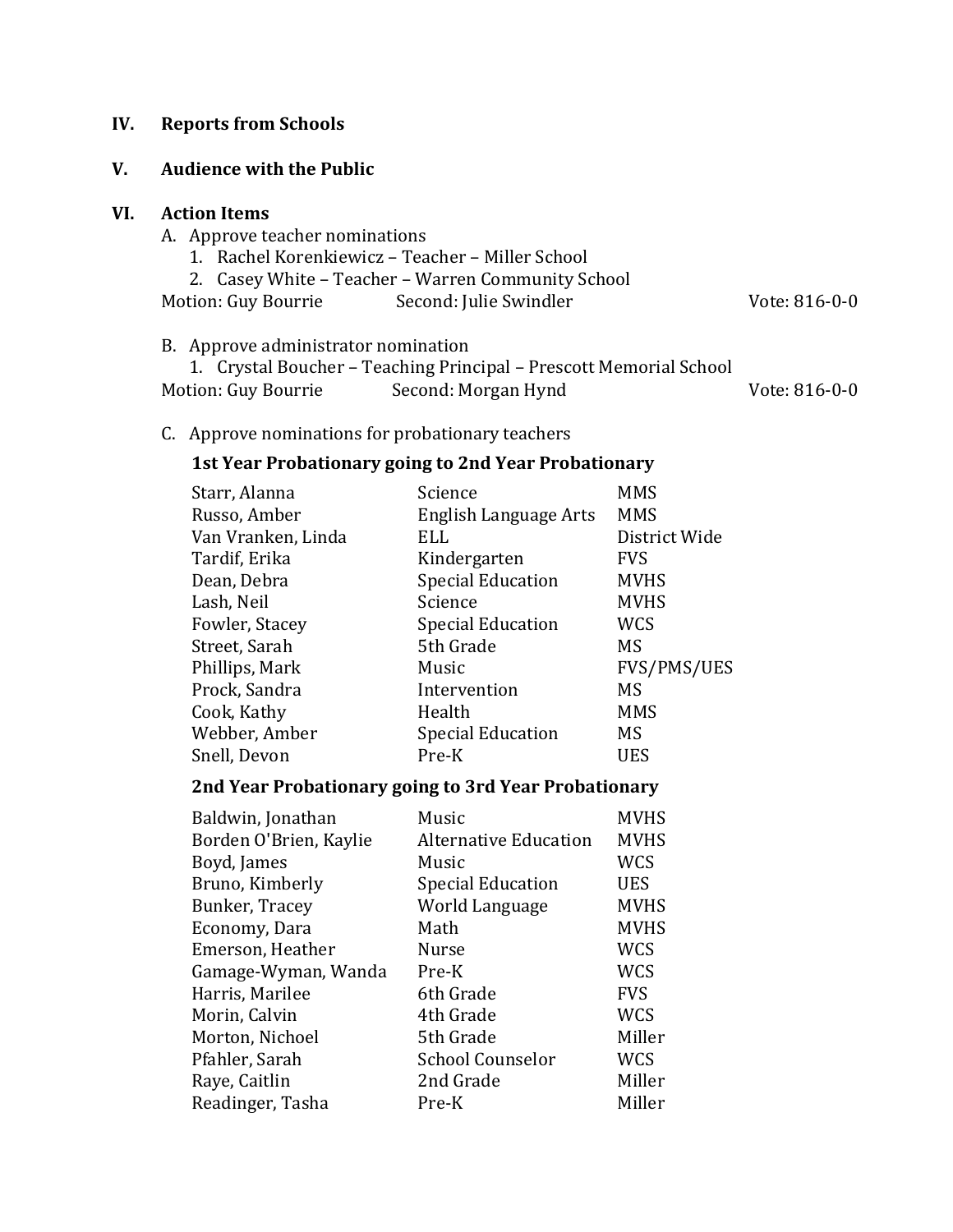## IV. Reports from Schools

## V. Audience with the Public

## VI. Action Items

A. Approve teacher nominations
   1. Rachel Korenkiewicz – Teacher – Miller School
   2. Casey White – Teacher – Warren Community School

Motion: Guy Bourrie  Second: Julie Swindler  Vote: 816-0-0

B. Approve administrator nomination
   1. Crystal Boucher – Teaching Principal – Prescott Memorial School

Motion: Guy Bourrie  Second: Morgan Hynd  Vote: 816-0-0

C. Approve nominations for probationary teachers

**1st Year Probationary going to 2nd Year Probationary**

| | | |
|---|---|---|
| Starr, Alanna | Science | MMS |
| Russo, Amber | English Language Arts | MMS |
| Van Vranken, Linda | ELL | District Wide |
| Tardif, Erika | Kindergarten | FVS |
| Dean, Debra | Special Education | MVHS |
| Lash, Neil | Science | MVHS |
| Fowler, Stacey | Special Education | WCS |
| Street, Sarah | 5th Grade | MS |
| Phillips, Mark | Music | FVS/PMS/UES |
| Prock, Sandra | Intervention | MS |
| Cook, Kathy | Health | MMS |
| Webber, Amber | Special Education | MS |
| Snell, Devon | Pre-K | UES |

**2nd Year Probationary going to 3rd Year Probationary**

| | | |
|---|---|---|
| Baldwin, Jonathan | Music | MVHS |
| Borden O'Brien, Kaylie | Alternative Education | MVHS |
| Boyd, James | Music | WCS |
| Bruno, Kimberly | Special Education | UES |
| Bunker, Tracey | World Language | MVHS |
| Economy, Dara | Math | MVHS |
| Emerson, Heather | Nurse | WCS |
| Gamage-Wyman, Wanda | Pre-K | WCS |
| Harris, Marilee | 6th Grade | FVS |
| Morin, Calvin | 4th Grade | WCS |
| Morton, Nichoel | 5th Grade | Miller |
| Pfahler, Sarah | School Counselor | WCS |
| Raye, Caitlin | 2nd Grade | Miller |
| Readinger, Tasha | Pre-K | Miller |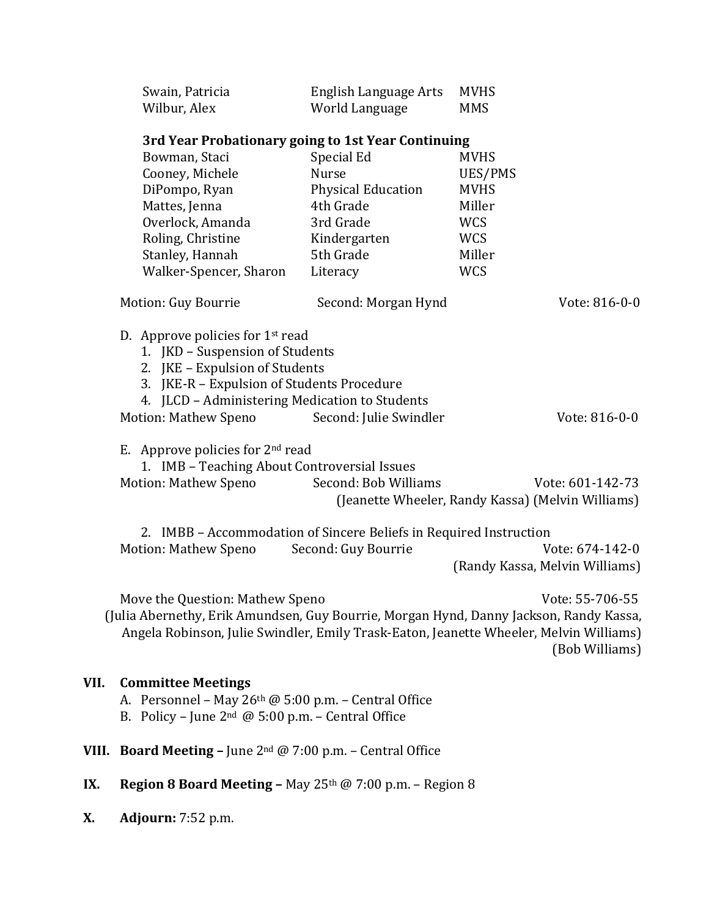| | | |
|---|---|---|
| Swain, Patricia | English Language Arts | MVHS |
| Wilbur, Alex | World Language | MMS |

**3rd Year Probationary going to 1st Year Continuing**

| | | |
|---|---|---|
| Bowman, Staci | Special Ed | MVHS |
| Cooney, Michele | Nurse | UES/PMS |
| DiPompo, Ryan | Physical Education | MVHS |
| Mattes, Jenna | 4th Grade | Miller |
| Overlock, Amanda | 3rd Grade | WCS |
| Roling, Christine | Kindergarten | WCS |
| Stanley, Hannah | 5th Grade | Miller |
| Walker-Spencer, Sharon | Literacy | WCS |

Motion: Guy Bourrie Second: Morgan Hynd Vote: 816-0-0

D. Approve policies for 1st read

1. JKD – Suspension of Students
2. JKE – Expulsion of Students
3. JKE-R – Expulsion of Students Procedure
4. JLCD – Administering Medication to Students

Motion: Mathew Speno Second: Julie Swindler Vote: 816-0-0

E. Approve policies for 2nd read

1. IMB – Teaching About Controversial Issues

Motion: Mathew Speno Second: Bob Williams Vote: 601-142-73
(Jeanette Wheeler, Randy Kassa) (Melvin Williams)

2. IMBB – Accommodation of Sincere Beliefs in Required Instruction

Motion: Mathew Speno Second: Guy Bourrie Vote: 674-142-0
(Randy Kassa, Melvin Williams)

Move the Question: Mathew Speno Vote: 55-706-55
(Julia Abernethy, Erik Amundsen, Guy Bourrie, Morgan Hynd, Danny Jackson, Randy Kassa, Angela Robinson, Julie Swindler, Emily Trask-Eaton, Jeanette Wheeler, Melvin Williams)
(Bob Williams)

## VII. Committee Meetings

A. Personnel – May 26th @ 5:00 p.m. – Central Office
B. Policy – June 2nd @ 5:00 p.m. – Central Office

## VIII. Board Meeting – June 2nd @ 7:00 p.m. – Central Office

## IX. Region 8 Board Meeting – May 25th @ 7:00 p.m. – Region 8

## X. Adjourn: 7:52 p.m.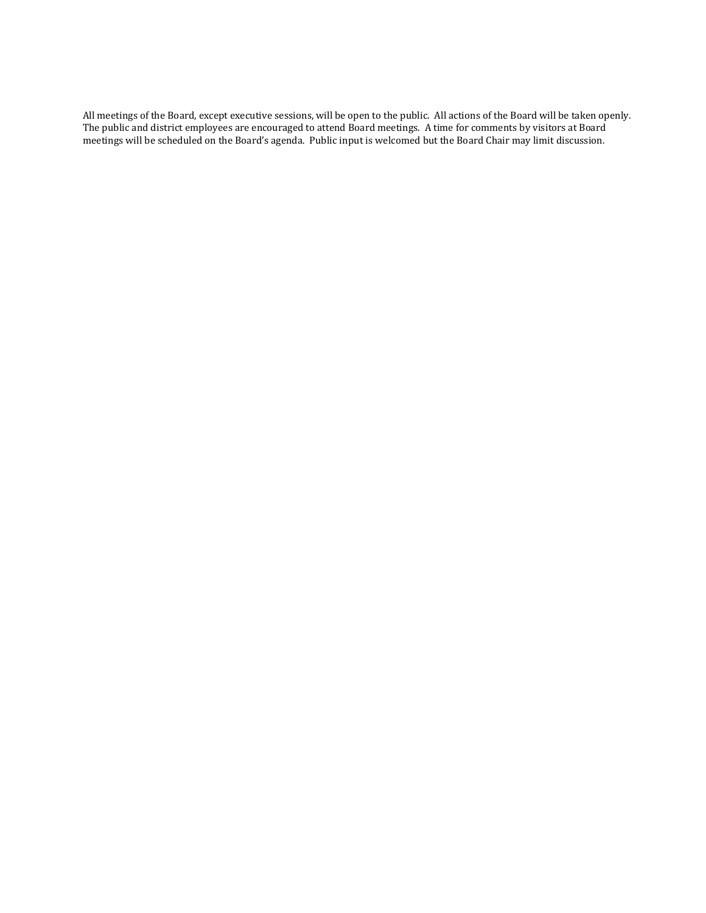All meetings of the Board, except executive sessions, will be open to the public. All actions of the Board will be taken openly. The public and district employees are encouraged to attend Board meetings. A time for comments by visitors at Board meetings will be scheduled on the Board's agenda. Public input is welcomed but the Board Chair may limit discussion.